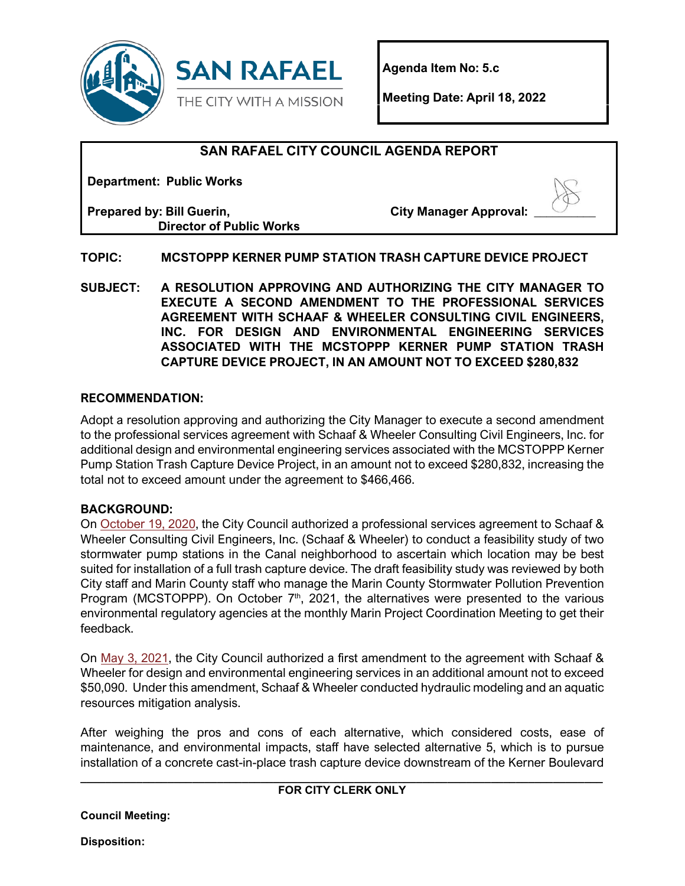**Agenda Item No: 5.c**

**Meeting Date: April 18, 2022**

## SAN RAFAEL CITY COUNCIL AGENDA REPORT

**Department: Public Works**

**Prepared by: Bill Guerin, Director of Public Works**

**City Manager Approval:** ____________

**TOPIC:** **MCSTOPPP KERNER PUMP STATION TRASH CAPTURE DEVICE PROJECT**

**SUBJECT:** **A RESOLUTION APPROVING AND AUTHORIZING THE CITY MANAGER TO EXECUTE A SECOND AMENDMENT TO THE PROFESSIONAL SERVICES AGREEMENT WITH SCHAAF & WHEELER CONSULTING CIVIL ENGINEERS, INC. FOR DESIGN AND ENVIRONMENTAL ENGINEERING SERVICES ASSOCIATED WITH THE MCSTOPPP KERNER PUMP STATION TRASH CAPTURE DEVICE PROJECT, IN AN AMOUNT NOT TO EXCEED $280,832**

### RECOMMENDATION:

Adopt a resolution approving and authorizing the City Manager to execute a second amendment to the professional services agreement with Schaaf & Wheeler Consulting Civil Engineers, Inc. for additional design and environmental engineering services associated with the MCSTOPPP Kerner Pump Station Trash Capture Device Project, in an amount not to exceed $280,832, increasing the total not to exceed amount under the agreement to $466,466.

### BACKGROUND:

On October 19, 2020, the City Council authorized a professional services agreement to Schaaf & Wheeler Consulting Civil Engineers, Inc. (Schaaf & Wheeler) to conduct a feasibility study of two stormwater pump stations in the Canal neighborhood to ascertain which location may be best suited for installation of a full trash capture device. The draft feasibility study was reviewed by both City staff and Marin County staff who manage the Marin County Stormwater Pollution Prevention Program (MCSTOPPP). On October 7th, 2021, the alternatives were presented to the various environmental regulatory agencies at the monthly Marin Project Coordination Meeting to get their feedback.

On May 3, 2021, the City Council authorized a first amendment to the agreement with Schaaf & Wheeler for design and environmental engineering services in an additional amount not to exceed $50,090. Under this amendment, Schaaf & Wheeler conducted hydraulic modeling and an aquatic resources mitigation analysis.

After weighing the pros and cons of each alternative, which considered costs, ease of maintenance, and environmental impacts, staff have selected alternative 5, which is to pursue installation of a concrete cast-in-place trash capture device downstream of the Kerner Boulevard

---

**FOR CITY CLERK ONLY**

**Council Meeting:**

**Disposition:**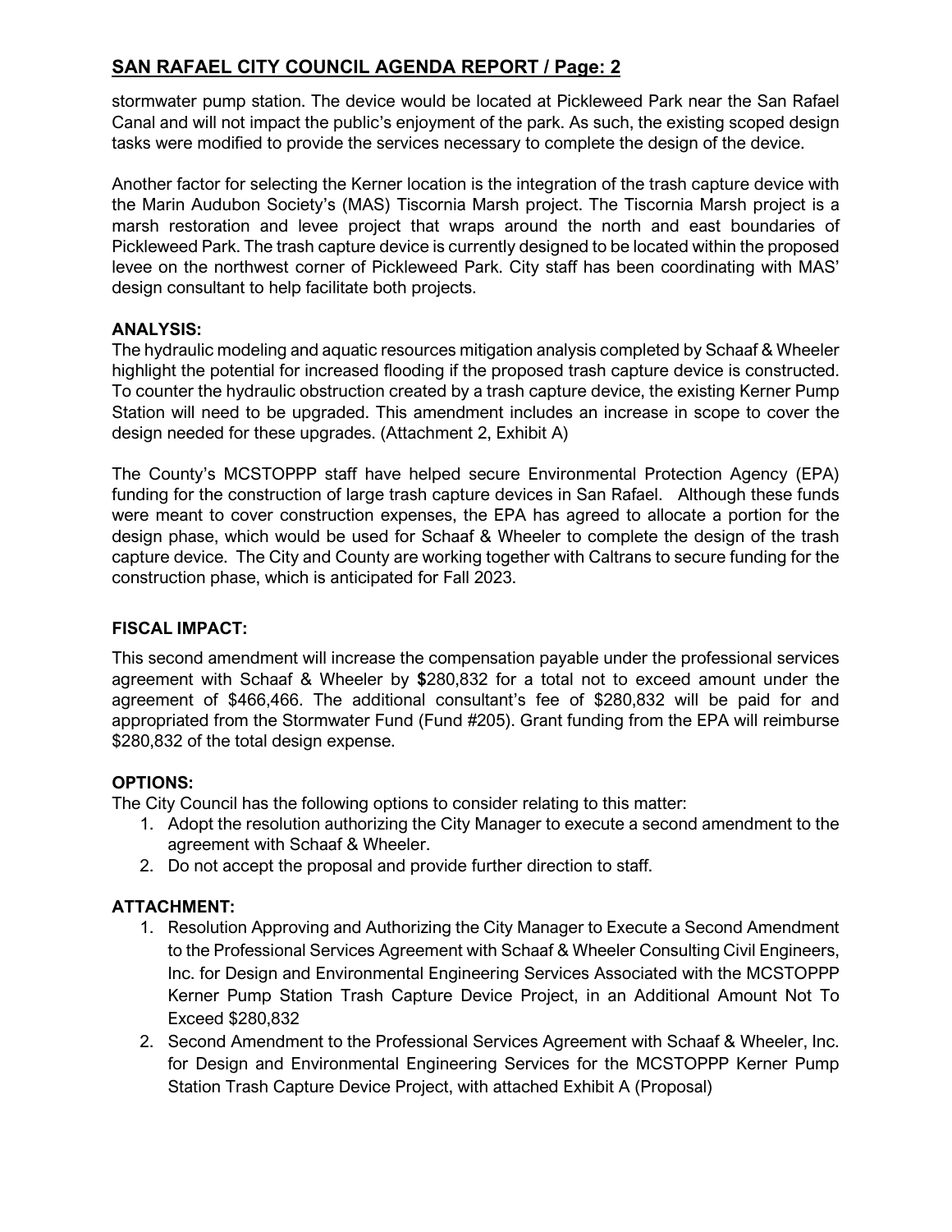stormwater pump station. The device would be located at Pickleweed Park near the San Rafael Canal and will not impact the public's enjoyment of the park. As such, the existing scoped design tasks were modified to provide the services necessary to complete the design of the device.

Another factor for selecting the Kerner location is the integration of the trash capture device with the Marin Audubon Society's (MAS) Tiscornia Marsh project. The Tiscornia Marsh project is a marsh restoration and levee project that wraps around the north and east boundaries of Pickleweed Park. The trash capture device is currently designed to be located within the proposed levee on the northwest corner of Pickleweed Park. City staff has been coordinating with MAS' design consultant to help facilitate both projects.

**ANALYSIS:**

The hydraulic modeling and aquatic resources mitigation analysis completed by Schaaf & Wheeler highlight the potential for increased flooding if the proposed trash capture device is constructed. To counter the hydraulic obstruction created by a trash capture device, the existing Kerner Pump Station will need to be upgraded. This amendment includes an increase in scope to cover the design needed for these upgrades. (Attachment 2, Exhibit A)

The County's MCSTOPPP staff have helped secure Environmental Protection Agency (EPA) funding for the construction of large trash capture devices in San Rafael. Although these funds were meant to cover construction expenses, the EPA has agreed to allocate a portion for the design phase, which would be used for Schaaf & Wheeler to complete the design of the trash capture device. The City and County are working together with Caltrans to secure funding for the construction phase, which is anticipated for Fall 2023.

**FISCAL IMPACT:**

This second amendment will increase the compensation payable under the professional services agreement with Schaaf & Wheeler by **$**280,832 for a total not to exceed amount under the agreement of $466,466. The additional consultant's fee of $280,832 will be paid for and appropriated from the Stormwater Fund (Fund #205). Grant funding from the EPA will reimburse $280,832 of the total design expense.

**OPTIONS:**

The City Council has the following options to consider relating to this matter:

1. Adopt the resolution authorizing the City Manager to execute a second amendment to the agreement with Schaaf & Wheeler.
2. Do not accept the proposal and provide further direction to staff.

**ATTACHMENT:**

1. Resolution Approving and Authorizing the City Manager to Execute a Second Amendment to the Professional Services Agreement with Schaaf & Wheeler Consulting Civil Engineers, Inc. for Design and Environmental Engineering Services Associated with the MCSTOPPP Kerner Pump Station Trash Capture Device Project, in an Additional Amount Not To Exceed $280,832
2. Second Amendment to the Professional Services Agreement with Schaaf & Wheeler, Inc. for Design and Environmental Engineering Services for the MCSTOPPP Kerner Pump Station Trash Capture Device Project, with attached Exhibit A (Proposal)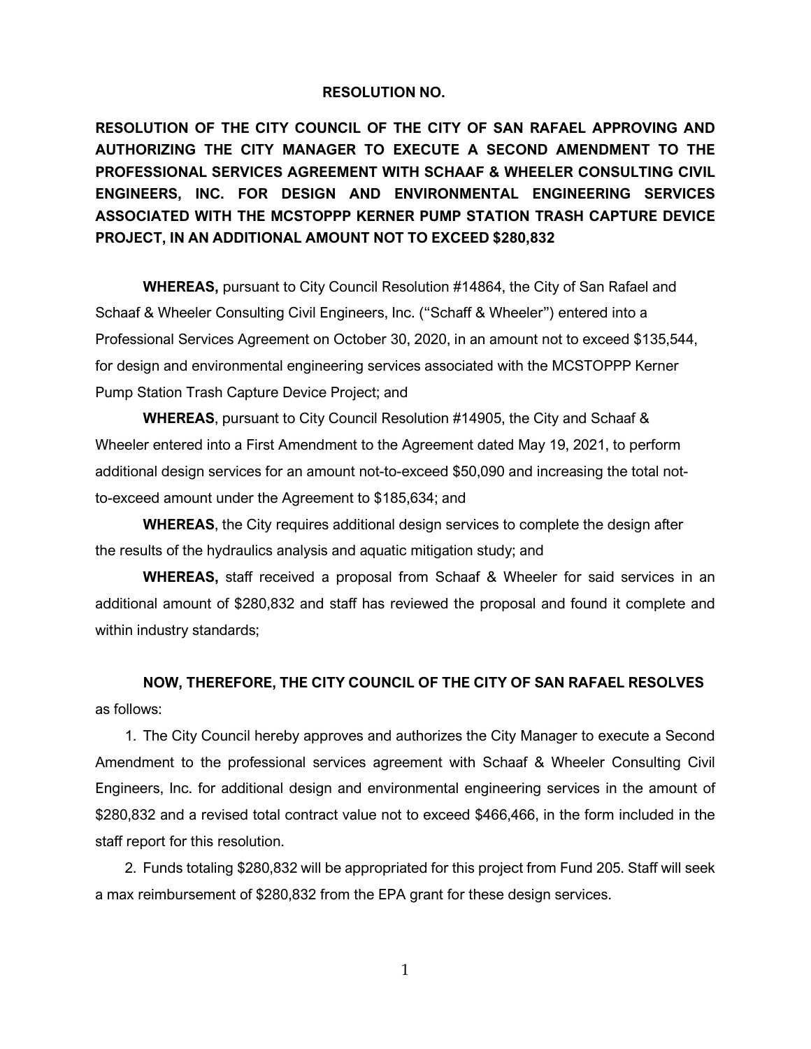**RESOLUTION NO.**

**RESOLUTION OF THE CITY COUNCIL OF THE CITY OF SAN RAFAEL APPROVING AND AUTHORIZING THE CITY MANAGER TO EXECUTE A SECOND AMENDMENT TO THE PROFESSIONAL SERVICES AGREEMENT WITH SCHAAF & WHEELER CONSULTING CIVIL ENGINEERS, INC. FOR DESIGN AND ENVIRONMENTAL ENGINEERING SERVICES ASSOCIATED WITH THE MCSTOPPP KERNER PUMP STATION TRASH CAPTURE DEVICE PROJECT, IN AN ADDITIONAL AMOUNT NOT TO EXCEED $280,832**

**WHEREAS,** pursuant to City Council Resolution #14864, the City of San Rafael and Schaaf & Wheeler Consulting Civil Engineers, Inc. ("Schaff & Wheeler") entered into a Professional Services Agreement on October 30, 2020, in an amount not to exceed $135,544, for design and environmental engineering services associated with the MCSTOPPP Kerner Pump Station Trash Capture Device Project; and

**WHEREAS**, pursuant to City Council Resolution #14905, the City and Schaaf & Wheeler entered into a First Amendment to the Agreement dated May 19, 2021, to perform additional design services for an amount not-to-exceed $50,090 and increasing the total not-to-exceed amount under the Agreement to $185,634; and

**WHEREAS**, the City requires additional design services to complete the design after the results of the hydraulics analysis and aquatic mitigation study; and

**WHEREAS,** staff received a proposal from Schaaf & Wheeler for said services in an additional amount of $280,832 and staff has reviewed the proposal and found it complete and within industry standards;

**NOW, THEREFORE, THE CITY COUNCIL OF THE CITY OF SAN RAFAEL RESOLVES** as follows:

1. The City Council hereby approves and authorizes the City Manager to execute a Second Amendment to the professional services agreement with Schaaf & Wheeler Consulting Civil Engineers, Inc. for additional design and environmental engineering services in the amount of $280,832 and a revised total contract value not to exceed $466,466, in the form included in the staff report for this resolution.
2. Funds totaling $280,832 will be appropriated for this project from Fund 205. Staff will seek a max reimbursement of $280,832 from the EPA grant for these design services.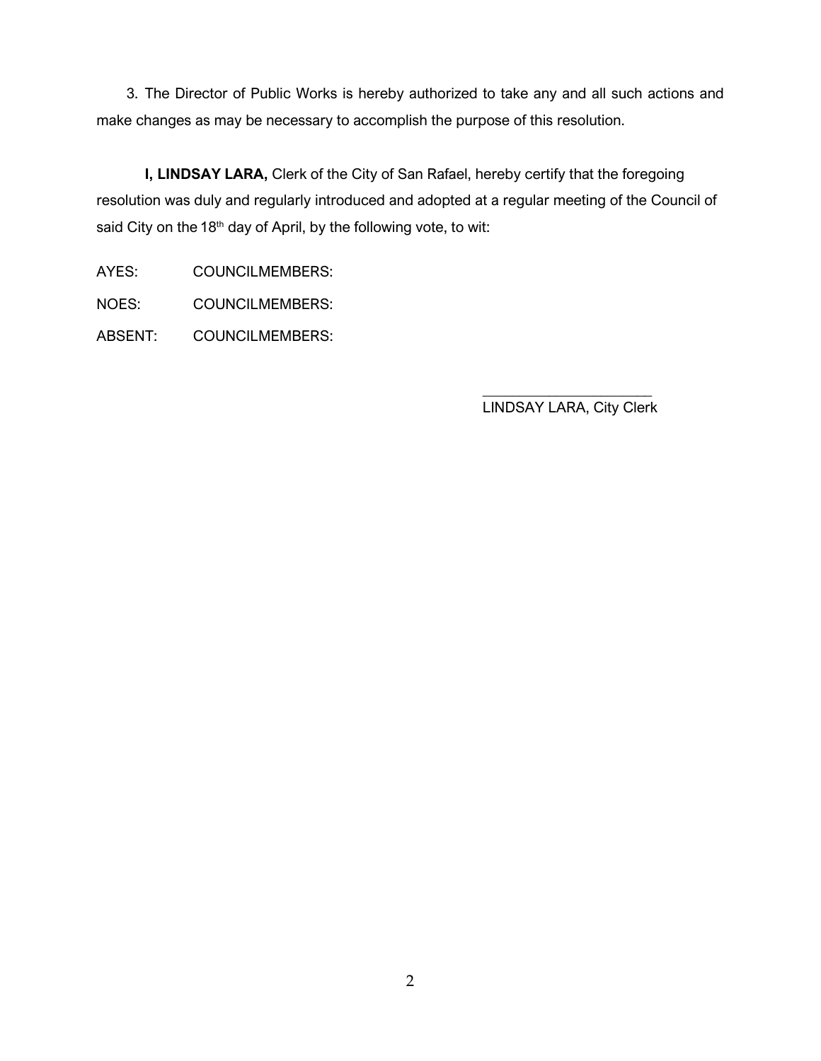3. The Director of Public Works is hereby authorized to take any and all such actions and make changes as may be necessary to accomplish the purpose of this resolution.

**I, LINDSAY LARA,** Clerk of the City of San Rafael, hereby certify that the foregoing resolution was duly and regularly introduced and adopted at a regular meeting of the Council of said City on the 18th day of April, by the following vote, to wit:

AYES: COUNCILMEMBERS:

NOES: COUNCILMEMBERS:

ABSENT: COUNCILMEMBERS:

______________________

LINDSAY LARA, City Clerk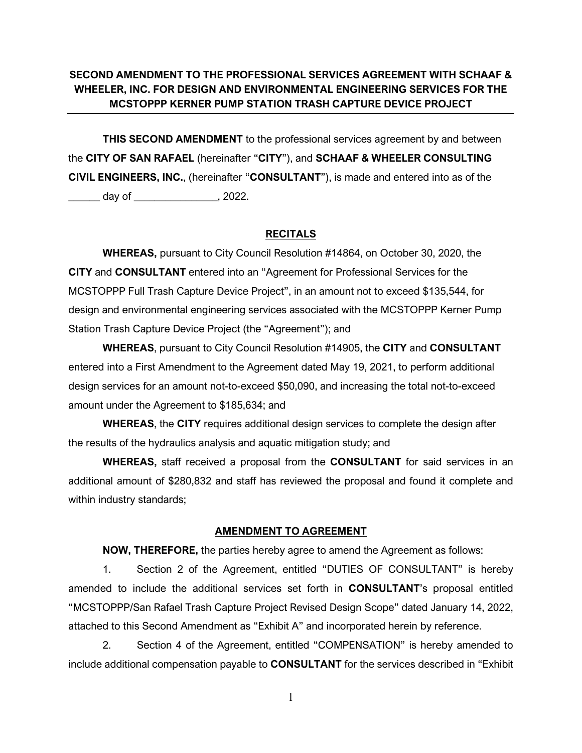**SECOND AMENDMENT TO THE PROFESSIONAL SERVICES AGREEMENT WITH SCHAAF & WHEELER, INC. FOR DESIGN AND ENVIRONMENTAL ENGINEERING SERVICES FOR THE MCSTOPPP KERNER PUMP STATION TRASH CAPTURE DEVICE PROJECT**

---

**THIS SECOND AMENDMENT** to the professional services agreement by and between the **CITY OF SAN RAFAEL** (hereinafter "**CITY**"), and **SCHAAF & WHEELER CONSULTING CIVIL ENGINEERS, INC.**, (hereinafter "**CONSULTANT**"), is made and entered into as of the ______ day of _______________, 2022.

## RECITALS

**WHEREAS,** pursuant to City Council Resolution #14864, on October 30, 2020, the **CITY** and **CONSULTANT** entered into an "Agreement for Professional Services for the MCSTOPPP Full Trash Capture Device Project", in an amount not to exceed $135,544, for design and environmental engineering services associated with the MCSTOPPP Kerner Pump Station Trash Capture Device Project (the "Agreement"); and

**WHEREAS**, pursuant to City Council Resolution #14905, the **CITY** and **CONSULTANT** entered into a First Amendment to the Agreement dated May 19, 2021, to perform additional design services for an amount not-to-exceed $50,090, and increasing the total not-to-exceed amount under the Agreement to $185,634; and

**WHEREAS**, the **CITY** requires additional design services to complete the design after the results of the hydraulics analysis and aquatic mitigation study; and

**WHEREAS,** staff received a proposal from the **CONSULTANT** for said services in an additional amount of $280,832 and staff has reviewed the proposal and found it complete and within industry standards;

## AMENDMENT TO AGREEMENT

**NOW, THEREFORE,** the parties hereby agree to amend the Agreement as follows:

1. Section 2 of the Agreement, entitled "DUTIES OF CONSULTANT" is hereby amended to include the additional services set forth in **CONSULTANT**'s proposal entitled "MCSTOPPP/San Rafael Trash Capture Project Revised Design Scope" dated January 14, 2022, attached to this Second Amendment as "Exhibit A" and incorporated herein by reference.

2. Section 4 of the Agreement, entitled "COMPENSATION" is hereby amended to include additional compensation payable to **CONSULTANT** for the services described in "Exhibit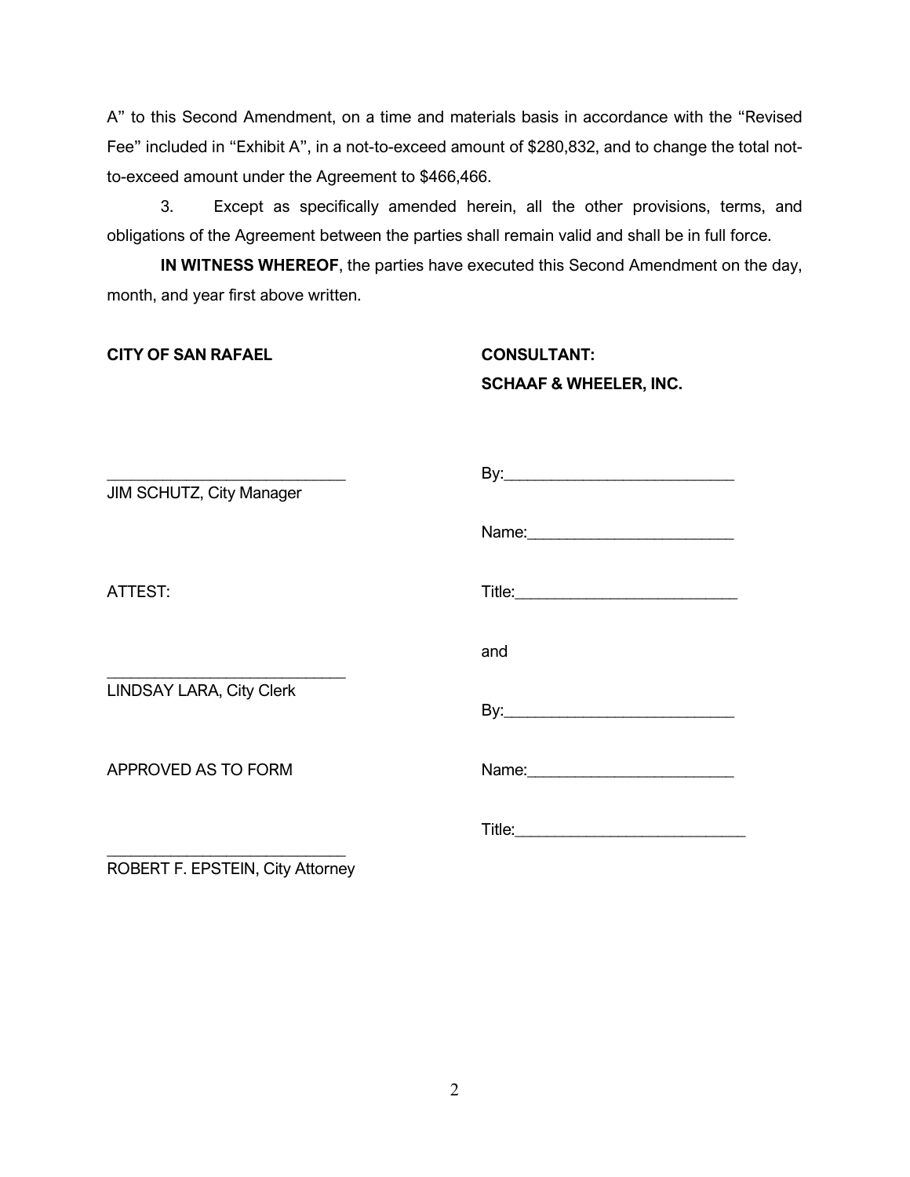A" to this Second Amendment, on a time and materials basis in accordance with the "Revised Fee" included in "Exhibit A", in a not-to-exceed amount of $280,832, and to change the total not-to-exceed amount under the Agreement to $466,466.

3. Except as specifically amended herein, all the other provisions, terms, and obligations of the Agreement between the parties shall remain valid and shall be in full force.

**IN WITNESS WHEREOF**, the parties have executed this Second Amendment on the day, month, and year first above written.

**CITY OF SAN RAFAEL**

___________________________
JIM SCHUTZ, City Manager

ATTEST:

___________________________
LINDSAY LARA, City Clerk

APPROVED AS TO FORM

___________________________
ROBERT F. EPSTEIN, City Attorney

**CONSULTANT:**
**SCHAAF & WHEELER, INC.**

By:___________________________

Name:________________________

Title:__________________________

and

By:___________________________

Name:________________________

Title:__________________________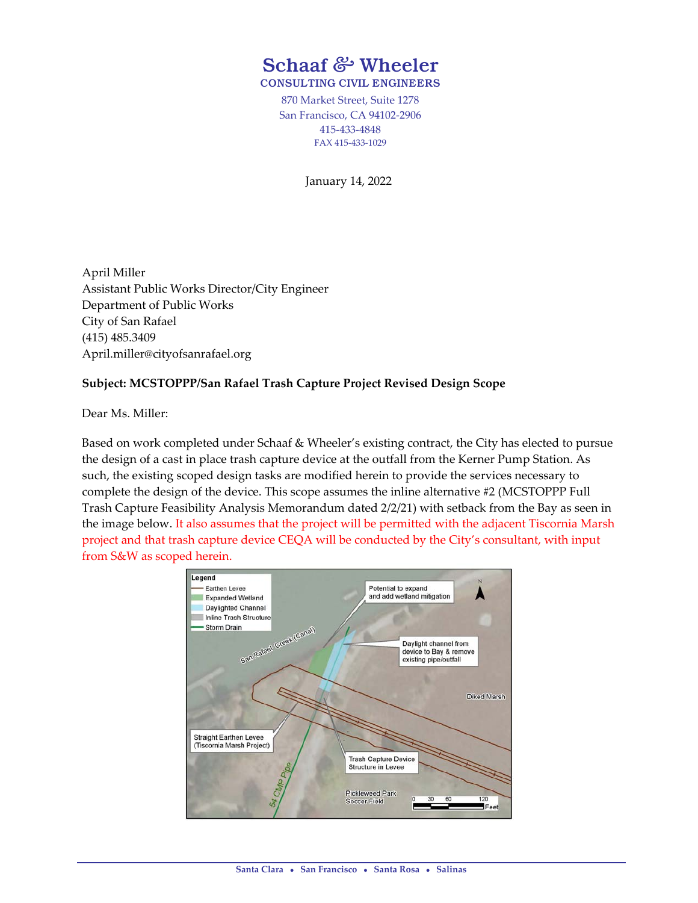# Schaaf & Wheeler

**CONSULTING CIVIL ENGINEERS**

870 Market Street, Suite 1278
San Francisco, CA 94102-2906
415-433-4848
FAX 415-433-1029

January 14, 2022

April Miller
Assistant Public Works Director/City Engineer
Department of Public Works
City of San Rafael
(415) 485.3409
April.miller@cityofsanrafael.org

**Subject: MCSTOPPP/San Rafael Trash Capture Project Revised Design Scope**

Dear Ms. Miller:

Based on work completed under Schaaf & Wheeler's existing contract, the City has elected to pursue the design of a cast in place trash capture device at the outfall from the Kerner Pump Station. As such, the existing scoped design tasks are modified herein to provide the services necessary to complete the design of the device. This scope assumes the inline alternative #2 (MCSTOPPP Full Trash Capture Feasibility Analysis Memorandum dated 2/2/21) with setback from the Bay as seen in the image below. It also assumes that the project will be permitted with the adjacent Tiscornia Marsh project and that trash capture device CEQA will be conducted by the City's consultant, with input from S&W as scoped herein.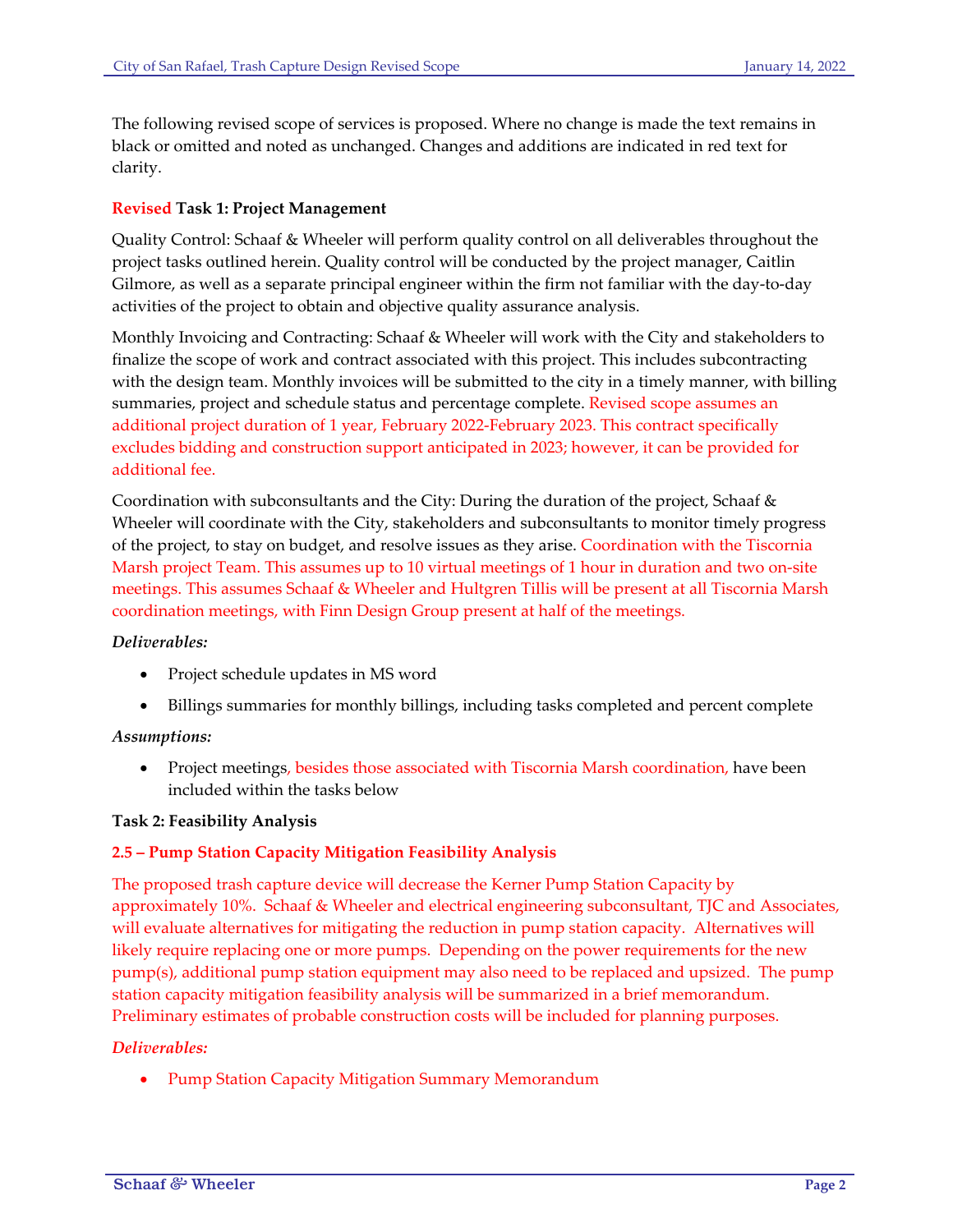The following revised scope of services is proposed. Where no change is made the text remains in black or omitted and noted as unchanged. Changes and additions are indicated in red text for clarity.

**Revised Task 1: Project Management**

Quality Control: Schaaf & Wheeler will perform quality control on all deliverables throughout the project tasks outlined herein. Quality control will be conducted by the project manager, Caitlin Gilmore, as well as a separate principal engineer within the firm not familiar with the day-to-day activities of the project to obtain and objective quality assurance analysis.

Monthly Invoicing and Contracting: Schaaf & Wheeler will work with the City and stakeholders to finalize the scope of work and contract associated with this project. This includes subcontracting with the design team. Monthly invoices will be submitted to the city in a timely manner, with billing summaries, project and schedule status and percentage complete. Revised scope assumes an additional project duration of 1 year, February 2022-February 2023. This contract specifically excludes bidding and construction support anticipated in 2023; however, it can be provided for additional fee.

Coordination with subconsultants and the City: During the duration of the project, Schaaf & Wheeler will coordinate with the City, stakeholders and subconsultants to monitor timely progress of the project, to stay on budget, and resolve issues as they arise. Coordination with the Tiscornia Marsh project Team. This assumes up to 10 virtual meetings of 1 hour in duration and two on-site meetings. This assumes Schaaf & Wheeler and Hultgren Tillis will be present at all Tiscornia Marsh coordination meetings, with Finn Design Group present at half of the meetings.

***Deliverables:***

- Project schedule updates in MS word
- Billings summaries for monthly billings, including tasks completed and percent complete

***Assumptions:***

- Project meetings, besides those associated with Tiscornia Marsh coordination, have been included within the tasks below

**Task 2: Feasibility Analysis**

**2.5 – Pump Station Capacity Mitigation Feasibility Analysis**

The proposed trash capture device will decrease the Kerner Pump Station Capacity by approximately 10%. Schaaf & Wheeler and electrical engineering subconsultant, TJC and Associates, will evaluate alternatives for mitigating the reduction in pump station capacity. Alternatives will likely require replacing one or more pumps. Depending on the power requirements for the new pump(s), additional pump station equipment may also need to be replaced and upsized. The pump station capacity mitigation feasibility analysis will be summarized in a brief memorandum. Preliminary estimates of probable construction costs will be included for planning purposes.

***Deliverables:***

- Pump Station Capacity Mitigation Summary Memorandum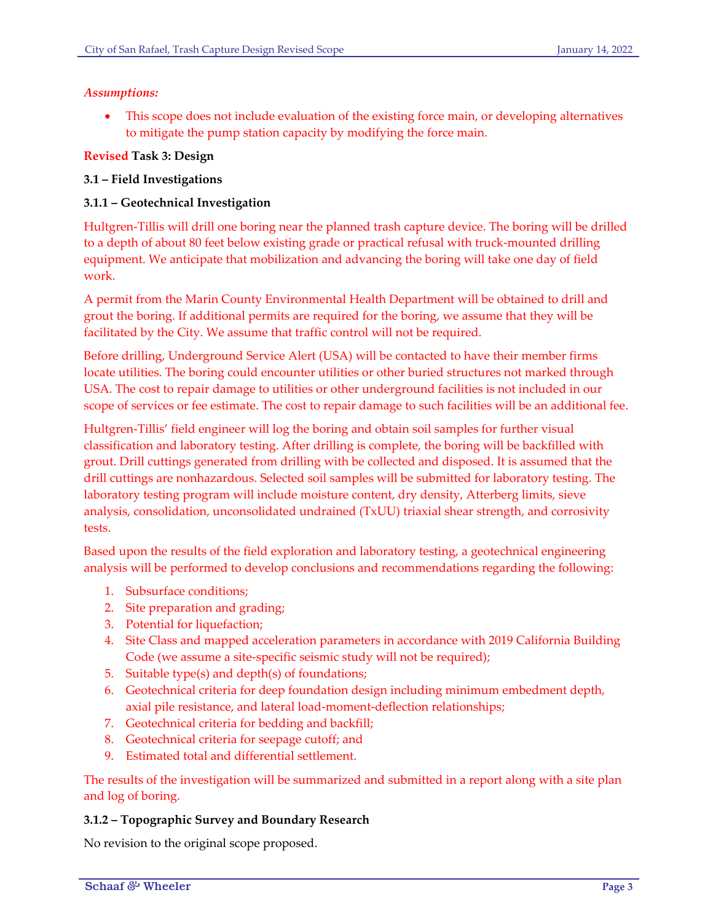***Assumptions:***

- This scope does not include evaluation of the existing force main, or developing alternatives to mitigate the pump station capacity by modifying the force main.

**Revised Task 3: Design**

**3.1 – Field Investigations**

**3.1.1 – Geotechnical Investigation**

Hultgren-Tillis will drill one boring near the planned trash capture device. The boring will be drilled to a depth of about 80 feet below existing grade or practical refusal with truck-mounted drilling equipment. We anticipate that mobilization and advancing the boring will take one day of field work.

A permit from the Marin County Environmental Health Department will be obtained to drill and grout the boring. If additional permits are required for the boring, we assume that they will be facilitated by the City. We assume that traffic control will not be required.

Before drilling, Underground Service Alert (USA) will be contacted to have their member firms locate utilities. The boring could encounter utilities or other buried structures not marked through USA. The cost to repair damage to utilities or other underground facilities is not included in our scope of services or fee estimate. The cost to repair damage to such facilities will be an additional fee.

Hultgren-Tillis' field engineer will log the boring and obtain soil samples for further visual classification and laboratory testing. After drilling is complete, the boring will be backfilled with grout. Drill cuttings generated from drilling with be collected and disposed. It is assumed that the drill cuttings are nonhazardous. Selected soil samples will be submitted for laboratory testing. The laboratory testing program will include moisture content, dry density, Atterberg limits, sieve analysis, consolidation, unconsolidated undrained (TxUU) triaxial shear strength, and corrosivity tests.

Based upon the results of the field exploration and laboratory testing, a geotechnical engineering analysis will be performed to develop conclusions and recommendations regarding the following:

1. Subsurface conditions;
2. Site preparation and grading;
3. Potential for liquefaction;
4. Site Class and mapped acceleration parameters in accordance with 2019 California Building Code (we assume a site-specific seismic study will not be required);
5. Suitable type(s) and depth(s) of foundations;
6. Geotechnical criteria for deep foundation design including minimum embedment depth, axial pile resistance, and lateral load-moment-deflection relationships;
7. Geotechnical criteria for bedding and backfill;
8. Geotechnical criteria for seepage cutoff; and
9. Estimated total and differential settlement.

The results of the investigation will be summarized and submitted in a report along with a site plan and log of boring.

**3.1.2 – Topographic Survey and Boundary Research**

No revision to the original scope proposed.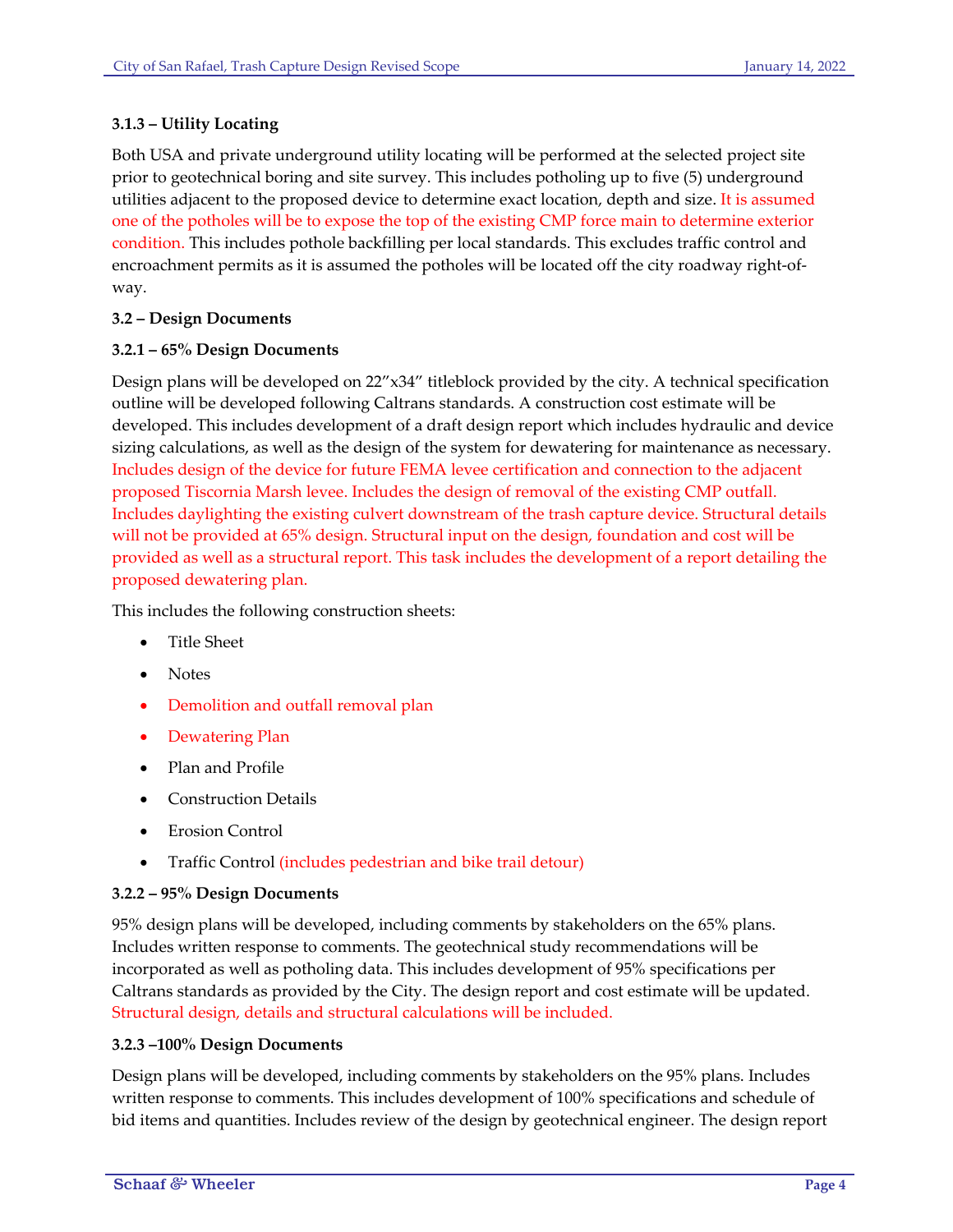**3.1.3 – Utility Locating**

Both USA and private underground utility locating will be performed at the selected project site prior to geotechnical boring and site survey. This includes potholing up to five (5) underground utilities adjacent to the proposed device to determine exact location, depth and size. It is assumed one of the potholes will be to expose the top of the existing CMP force main to determine exterior condition. This includes pothole backfilling per local standards. This excludes traffic control and encroachment permits as it is assumed the potholes will be located off the city roadway right-of-way.

**3.2 – Design Documents**

**3.2.1 – 65% Design Documents**

Design plans will be developed on 22"x34" titleblock provided by the city. A technical specification outline will be developed following Caltrans standards. A construction cost estimate will be developed. This includes development of a draft design report which includes hydraulic and device sizing calculations, as well as the design of the system for dewatering for maintenance as necessary. Includes design of the device for future FEMA levee certification and connection to the adjacent proposed Tiscornia Marsh levee. Includes the design of removal of the existing CMP outfall. Includes daylighting the existing culvert downstream of the trash capture device. Structural details will not be provided at 65% design. Structural input on the design, foundation and cost will be provided as well as a structural report. This task includes the development of a report detailing the proposed dewatering plan.

This includes the following construction sheets:

- Title Sheet
- Notes
- Demolition and outfall removal plan
- Dewatering Plan
- Plan and Profile
- Construction Details
- Erosion Control
- Traffic Control (includes pedestrian and bike trail detour)

**3.2.2 – 95% Design Documents**

95% design plans will be developed, including comments by stakeholders on the 65% plans. Includes written response to comments. The geotechnical study recommendations will be incorporated as well as potholing data. This includes development of 95% specifications per Caltrans standards as provided by the City. The design report and cost estimate will be updated. Structural design, details and structural calculations will be included.

**3.2.3 –100% Design Documents**

Design plans will be developed, including comments by stakeholders on the 95% plans. Includes written response to comments. This includes development of 100% specifications and schedule of bid items and quantities. Includes review of the design by geotechnical engineer. The design report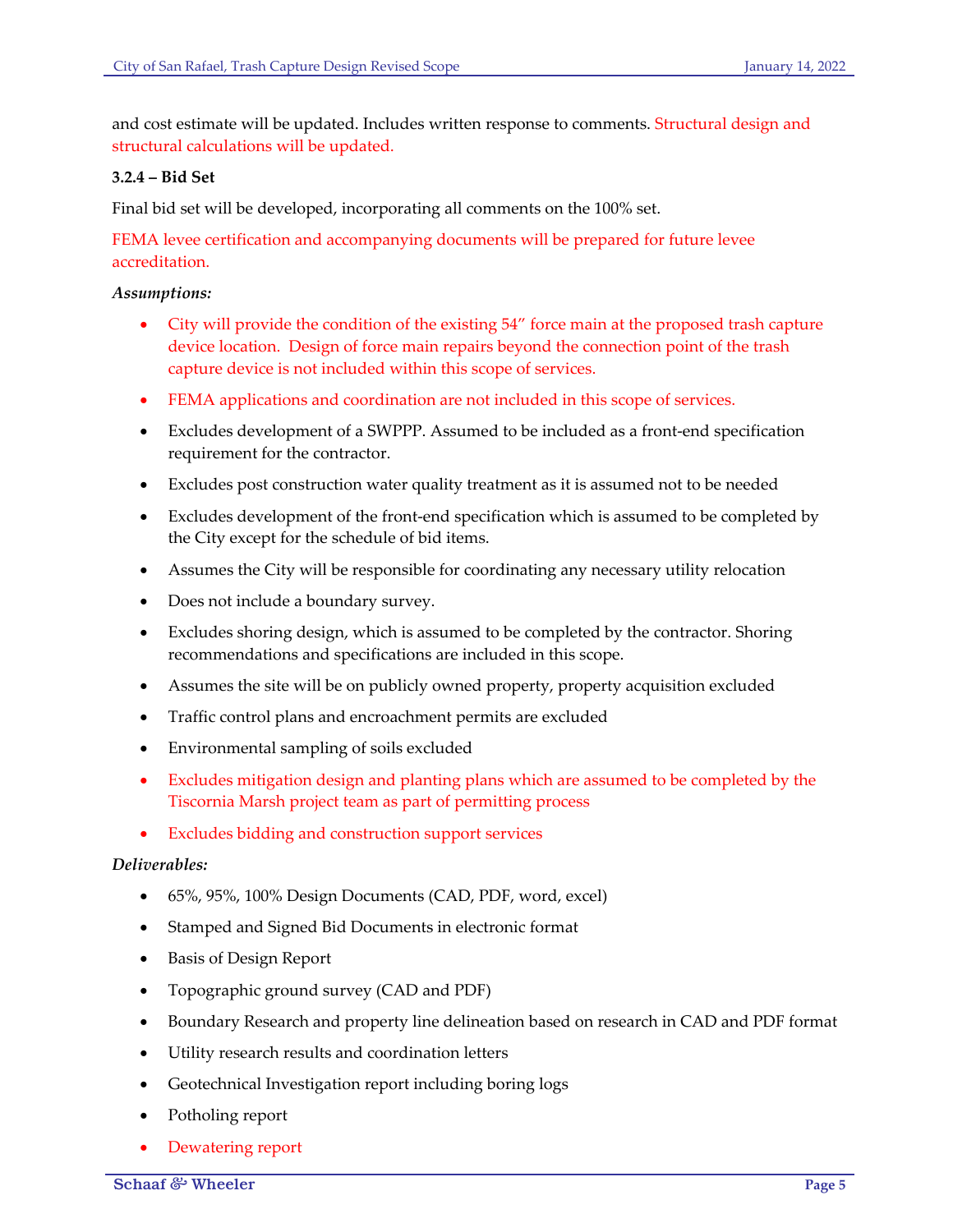and cost estimate will be updated. Includes written response to comments. Structural design and structural calculations will be updated.

**3.2.4 – Bid Set**

Final bid set will be developed, incorporating all comments on the 100% set.

FEMA levee certification and accompanying documents will be prepared for future levee accreditation.

***Assumptions:***

- City will provide the condition of the existing 54" force main at the proposed trash capture device location. Design of force main repairs beyond the connection point of the trash capture device is not included within this scope of services.
- FEMA applications and coordination are not included in this scope of services.
- Excludes development of a SWPPP. Assumed to be included as a front-end specification requirement for the contractor.
- Excludes post construction water quality treatment as it is assumed not to be needed
- Excludes development of the front-end specification which is assumed to be completed by the City except for the schedule of bid items.
- Assumes the City will be responsible for coordinating any necessary utility relocation
- Does not include a boundary survey.
- Excludes shoring design, which is assumed to be completed by the contractor. Shoring recommendations and specifications are included in this scope.
- Assumes the site will be on publicly owned property, property acquisition excluded
- Traffic control plans and encroachment permits are excluded
- Environmental sampling of soils excluded
- Excludes mitigation design and planting plans which are assumed to be completed by the Tiscornia Marsh project team as part of permitting process
- Excludes bidding and construction support services

***Deliverables:***

- 65%, 95%, 100% Design Documents (CAD, PDF, word, excel)
- Stamped and Signed Bid Documents in electronic format
- Basis of Design Report
- Topographic ground survey (CAD and PDF)
- Boundary Research and property line delineation based on research in CAD and PDF format
- Utility research results and coordination letters
- Geotechnical Investigation report including boring logs
- Potholing report
- Dewatering report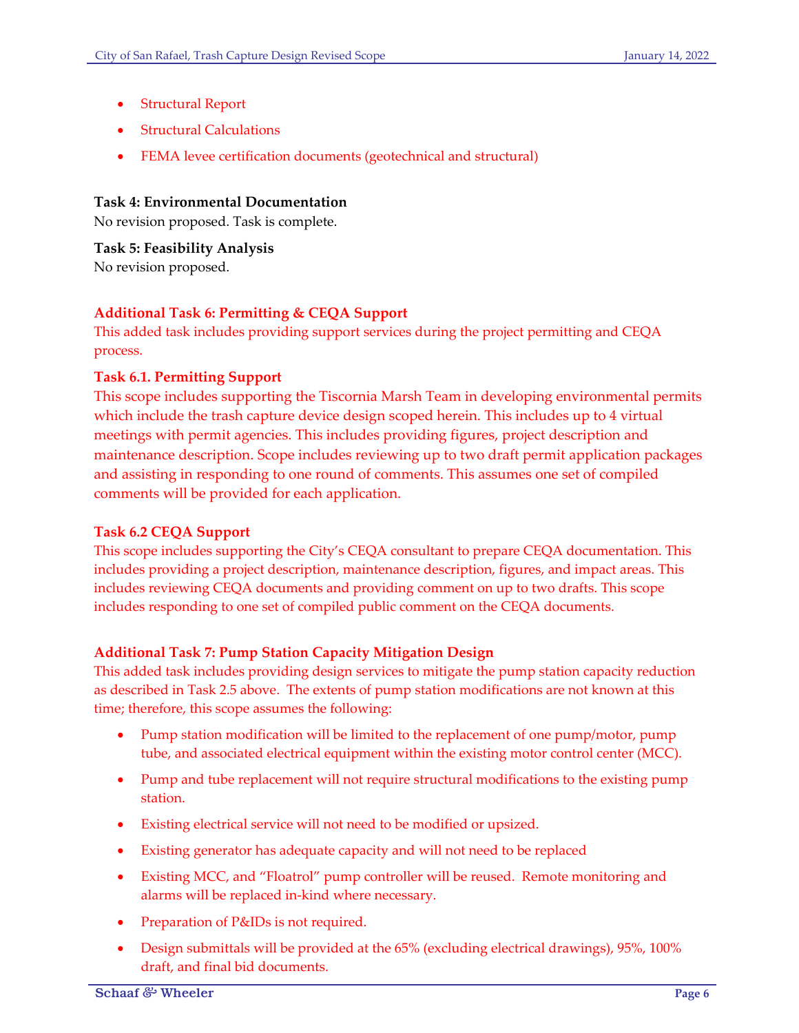- Structural Report
- Structural Calculations
- FEMA levee certification documents (geotechnical and structural)

**Task 4: Environmental Documentation**
No revision proposed. Task is complete.

**Task 5: Feasibility Analysis**
No revision proposed.

**Additional Task 6: Permitting & CEQA Support**
This added task includes providing support services during the project permitting and CEQA process.

**Task 6.1. Permitting Support**
This scope includes supporting the Tiscornia Marsh Team in developing environmental permits which include the trash capture device design scoped herein. This includes up to 4 virtual meetings with permit agencies. This includes providing figures, project description and maintenance description. Scope includes reviewing up to two draft permit application packages and assisting in responding to one round of comments. This assumes one set of compiled comments will be provided for each application.

**Task 6.2 CEQA Support**
This scope includes supporting the City's CEQA consultant to prepare CEQA documentation. This includes providing a project description, maintenance description, figures, and impact areas. This includes reviewing CEQA documents and providing comment on up to two drafts. This scope includes responding to one set of compiled public comment on the CEQA documents.

**Additional Task 7: Pump Station Capacity Mitigation Design**
This added task includes providing design services to mitigate the pump station capacity reduction as described in Task 2.5 above. The extents of pump station modifications are not known at this time; therefore, this scope assumes the following:

- Pump station modification will be limited to the replacement of one pump/motor, pump tube, and associated electrical equipment within the existing motor control center (MCC).
- Pump and tube replacement will not require structural modifications to the existing pump station.
- Existing electrical service will not need to be modified or upsized.
- Existing generator has adequate capacity and will not need to be replaced
- Existing MCC, and "Floatrol" pump controller will be reused. Remote monitoring and alarms will be replaced in-kind where necessary.
- Preparation of P&IDs is not required.
- Design submittals will be provided at the 65% (excluding electrical drawings), 95%, 100% draft, and final bid documents.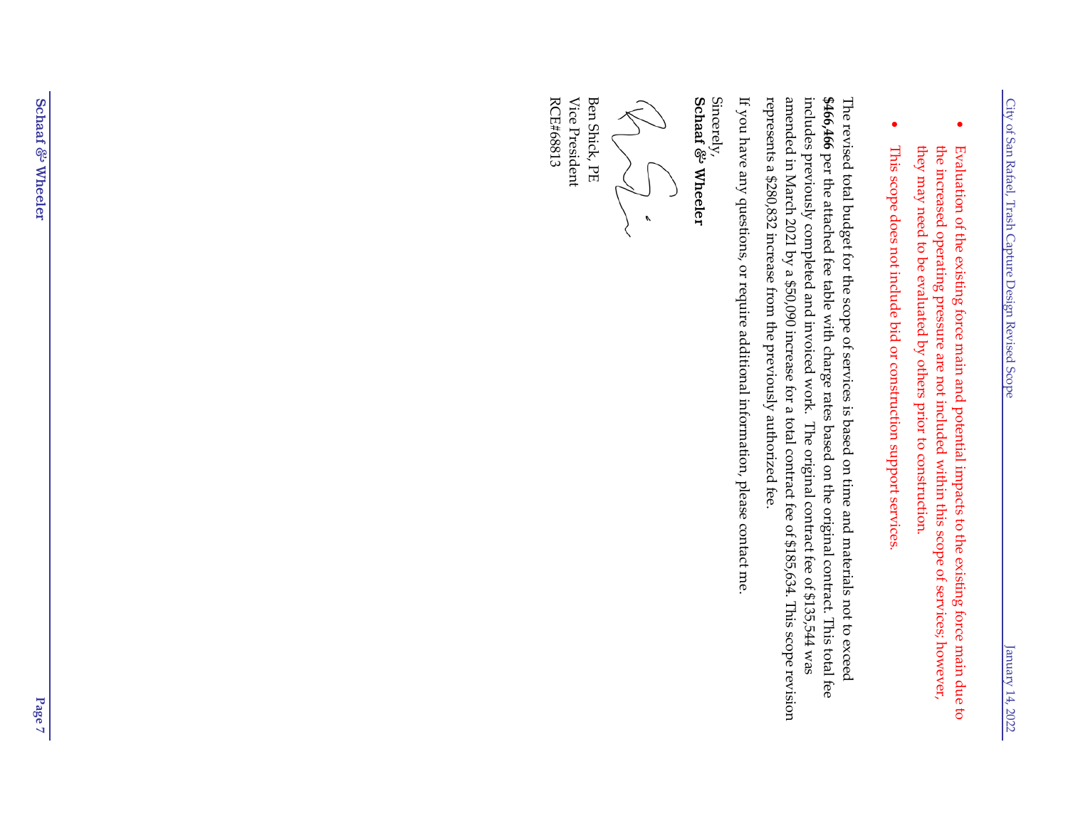- Evaluation of the existing force main and potential impacts to the existing force main due to the increased operating pressure are not included within this scope of services; however, they may need to be evaluated by others prior to construction.
- This scope does not include bid or construction support services.

The revised total budget for the scope of services is based on time and materials not to exceed **$466,466** per the attached fee table with charge rates based on the original contract. This total fee includes previously completed and invoiced work. The original contract fee of $135,544 was amended in March 2021 by a $50,090 increase for a total contract fee of $185,634. This scope revision represents a $280,832 increase from the previously authorized fee.

If you have any questions, or require additional information, please contact me.

Sincerely,
**Schaaf & Wheeler**

Ben Shick, PE
Vice President
RCE#68813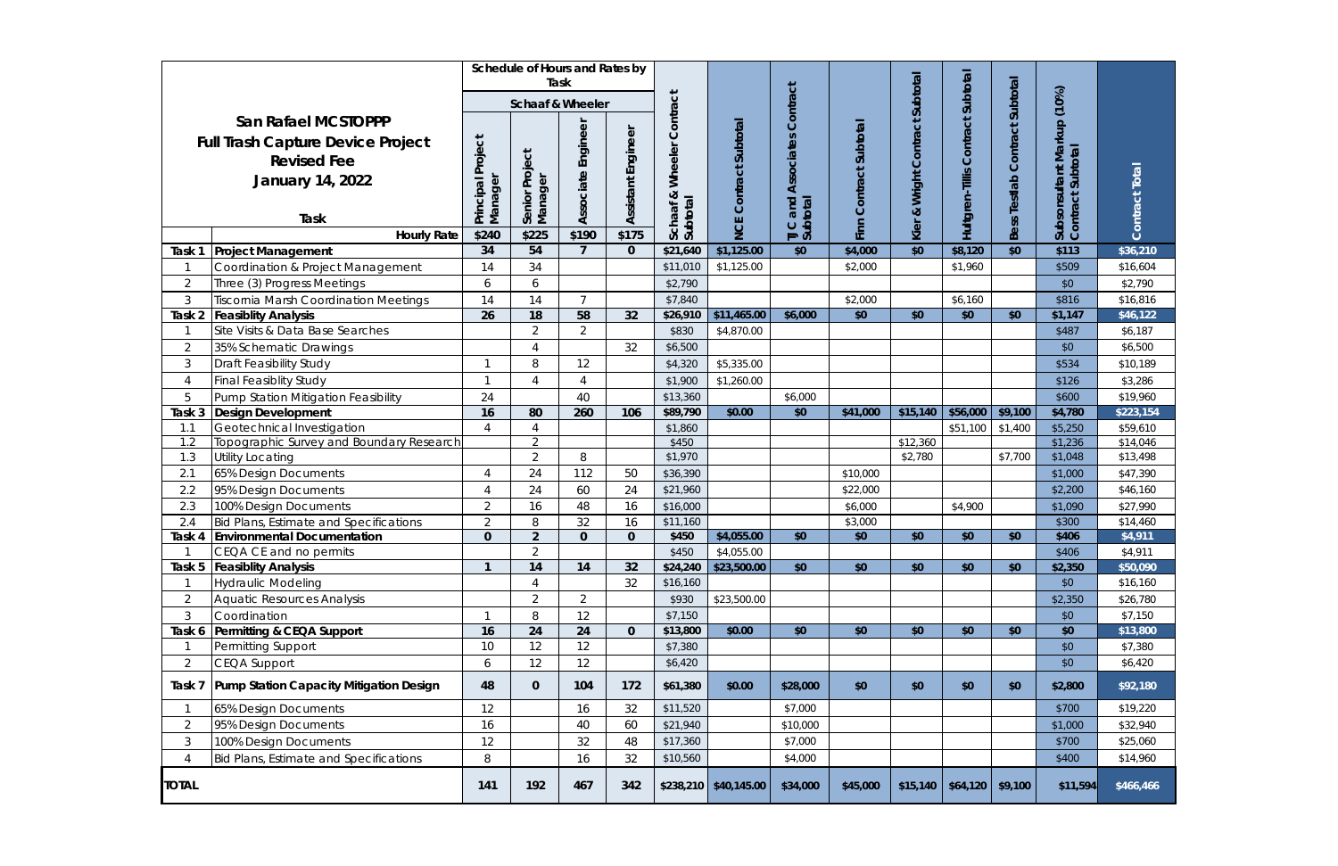| San Rafael MCSTOPPP Full Trash Capture Device Project Revised Fee January 14, 2022 | | Schedule of Hours and Rates by Task | | | | | | | | | | | | |
|---|---|---|---|---|---|---|---|---|---|---|---|---|---|---|
| | | Schaaf & Wheeler | | | | | | | | | | | | |
| | Task | Principal Project Manager | Senior Project Manager | Associate Engineer | Assistant Engineer | Schaaf & Wheeler Contract Subtotal | NCE Contract Subtotal | TJC and Associates Contract Subtotal | Finn Contract Subtotal | Kier & Wright Contract Subtotal | Hultgren-Tillis Contract Subtotal | Bess Testlab Contract Subtotal | Subconsultant Markup (10%) Contract Subtotal | Contract Total |
| | Hourly Rate | $240 | $225 | $190 | $175 | | | | | | | | | |
| Task 1 | Project Management | 34 | 54 | 7 | 0 | $21,640 | $1,125.00 | $0 | $4,000 | $0 | $8,120 | $0 | $113 | $36,210 |
| 1 | Coordination & Project Management | 14 | 34 | | | $11,010 | $1,125.00 | | $2,000 | | $1,960 | | $509 | $16,604 |
| 2 | Three (3) Progress Meetings | 6 | 6 | | | $2,790 | | | | | | | $0 | $2,790 |
| 3 | Tiscornia Marsh Coordination Meetings | 14 | 14 | 7 | | $7,840 | | | $2,000 | | $6,160 | | $816 | $16,816 |
| Task 2 | Feasiblity Analysis | 26 | 18 | 58 | 32 | $26,910 | $11,465.00 | $6,000 | $0 | $0 | $0 | $0 | $1,147 | $46,122 |
| 1 | Site Visits & Data Base Searches | | 2 | 2 | | $830 | $4,870.00 | | | | | | $487 | $6,187 |
| 2 | 35% Schematic Drawings | | 4 | | 32 | $6,500 | | | | | | | $0 | $6,500 |
| 3 | Draft Feasibility Study | 1 | 8 | 12 | | $4,320 | $5,335.00 | | | | | | $534 | $10,189 |
| 4 | Final Feasiblity Study | 1 | 4 | 4 | | $1,900 | $1,260.00 | | | | | | $126 | $3,286 |
| 5 | Pump Station Mitigation Feasibility | 24 | | 40 | | $13,360 | | $6,000 | | | | | $600 | $19,960 |
| Task 3 | Design Development | 16 | 80 | 260 | 106 | $89,790 | $0.00 | $0 | $41,000 | $15,140 | $56,000 | $9,100 | $4,780 | $223,154 |
| 1.1 | Geotechnical Investigation | 4 | 4 | | | $1,860 | | | | | $51,100 | $1,400 | $5,250 | $59,610 |
| 1.2 | Topographic Survey and Boundary Research | | 2 | | | $450 | | | | $12,360 | | | $1,236 | $14,046 |
| 1.3 | Utility Locating | | 2 | 8 | | $1,970 | | | | $2,780 | | $7,700 | $1,048 | $13,498 |
| 2.1 | 65% Design Documents | 4 | 24 | 112 | 50 | $36,390 | | | $10,000 | | | | $1,000 | $47,390 |
| 2.2 | 95% Design Documents | 4 | 24 | 60 | 24 | $21,960 | | | $22,000 | | | | $2,200 | $46,160 |
| 2.3 | 100% Design Documents | 2 | 16 | 48 | 16 | $16,000 | | | $6,000 | | $4,900 | | $1,090 | $27,990 |
| 2.4 | Bid Plans, Estimate and Specifications | 2 | 8 | 32 | 16 | $11,160 | | | $3,000 | | | | $300 | $14,460 |
| Task 4 | Environmental Documentation | 0 | 2 | 0 | 0 | $450 | $4,055.00 | $0 | $0 | $0 | $0 | $0 | $406 | $4,911 |
| 1 | CEQA CE and no permits | | 2 | | | $450 | $4,055.00 | | | | | | $406 | $4,911 |
| Task 5 | Feasiblity Analysis | 1 | 14 | 14 | 32 | $24,240 | $23,500.00 | $0 | $0 | $0 | $0 | $0 | $2,350 | $50,090 |
| 1 | Hydraulic Modeling | | 4 | | 32 | $16,160 | | | | | | | $0 | $16,160 |
| 2 | Aquatic Resources Analysis | | 2 | 2 | | $930 | $23,500.00 | | | | | | $2,350 | $26,780 |
| 3 | Coordination | 1 | 8 | 12 | | $7,150 | | | | | | | $0 | $7,150 |
| Task 6 | Permitting & CEQA Support | 16 | 24 | 24 | 0 | $13,800 | $0.00 | $0 | $0 | $0 | $0 | $0 | $0 | $13,800 |
| 1 | Permitting Support | 10 | 12 | 12 | | $7,380 | | | | | | | $0 | $7,380 |
| 2 | CEQA Support | 6 | 12 | 12 | | $6,420 | | | | | | | $0 | $6,420 |
| Task 7 | Pump Station Capacity Mitigation Design | 48 | 0 | 104 | 172 | $61,380 | $0.00 | $28,000 | $0 | $0 | $0 | $0 | $2,800 | $92,180 |
| 1 | 65% Design Documents | 12 | | 16 | 32 | $11,520 | | $7,000 | | | | | $700 | $19,220 |
| 2 | 95% Design Documents | 16 | | 40 | 60 | $21,940 | | $10,000 | | | | | $1,000 | $32,940 |
| 3 | 100% Design Documents | 12 | | 32 | 48 | $17,360 | | $7,000 | | | | | $700 | $25,060 |
| 4 | Bid Plans, Estimate and Specifications | 8 | | 16 | 32 | $10,560 | | $4,000 | | | | | $400 | $14,960 |
| TOTAL | | 141 | 192 | 467 | 342 | $238,210 | $40,145.00 | $34,000 | $45,000 | $15,140 | $64,120 | $9,100 | $11,594 | $466,466 |